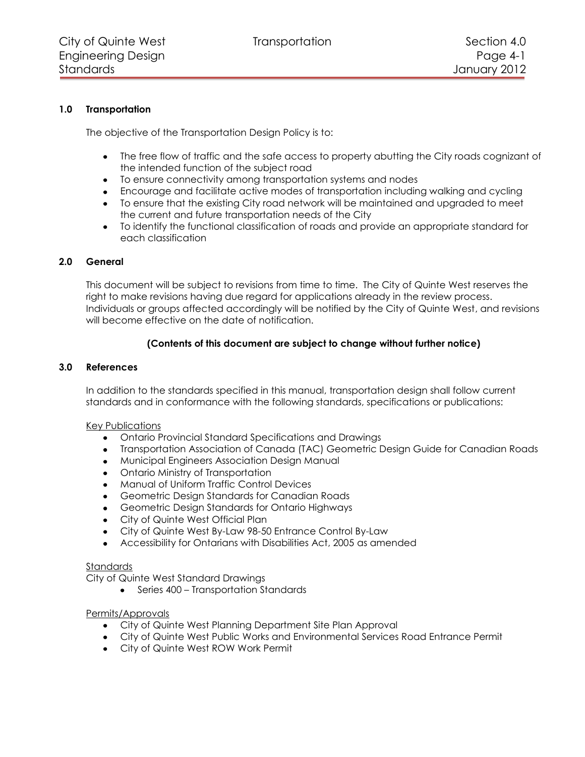## 1.0 Transportation

The objective of the Transportation Design Policy is to:

- The free flow of traffic and the safe access to property abutting the City roads cognizant of the intended function of the subject road
- To ensure connectivity among transportation systems and nodes
- Encourage and facilitate active modes of transportation including walking and cycling
- To ensure that the existing City road network will be maintained and upgraded to meet the current and future transportation needs of the City
- To identify the functional classification of roads and provide an appropriate standard for each classification

## 2.0 General

This document will be subject to revisions from time to time. The City of Quinte West reserves the right to make revisions having due regard for applications already in the review process. Individuals or groups affected accordingly will be notified by the City of Quinte West, and revisions will become effective on the date of notification.

**(Contents of this document are subject to change without further notice)**

## 3.0 References

In addition to the standards specified in this manual, transportation design shall follow current standards and in conformance with the following standards, specifications or publications:

Key Publications

- Ontario Provincial Standard Specifications and Drawings
- Transportation Association of Canada (TAC) Geometric Design Guide for Canadian Roads
- Municipal Engineers Association Design Manual
- Ontario Ministry of Transportation
- Manual of Uniform Traffic Control Devices
- Geometric Design Standards for Canadian Roads
- Geometric Design Standards for Ontario Highways
- City of Quinte West Official Plan
- City of Quinte West By-Law 98-50 Entrance Control By-Law
- Accessibility for Ontarians with Disabilities Act, 2005 as amended

Standards

City of Quinte West Standard Drawings

- Series 400 – Transportation Standards

Permits/Approvals

- City of Quinte West Planning Department Site Plan Approval
- City of Quinte West Public Works and Environmental Services Road Entrance Permit
- City of Quinte West ROW Work Permit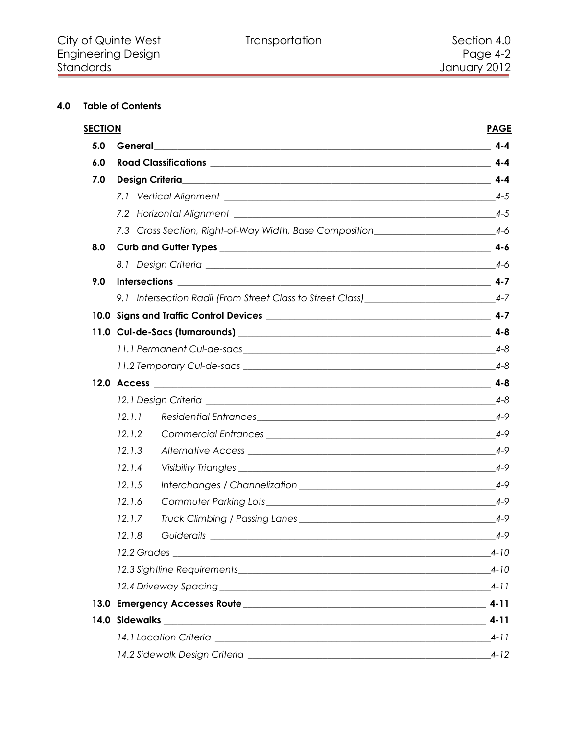## 4.0 Table of Contents

| SECTION | | PAGE |
|---|---|---|
| **5.0** | **General** | **4-4** |
| **6.0** | **Road Classifications** | **4-4** |
| **7.0** | **Design Criteria** | **4-4** |
| | *7.1 Vertical Alignment* | *4-5* |
| | *7.2 Horizontal Alignment* | *4-5* |
| | *7.3 Cross Section, Right-of-Way Width, Base Composition* | *4-6* |
| **8.0** | **Curb and Gutter Types** | **4-6** |
| | *8.1 Design Criteria* | *4-6* |
| **9.0** | **Intersections** | **4-7** |
| | *9.1 Intersection Radii (From Street Class to Street Class)* | *4-7* |
| **10.0** | **Signs and Traffic Control Devices** | **4-7** |
| **11.0** | **Cul-de-Sacs (turnarounds)** | **4-8** |
| | *11.1 Permanent Cul-de-sacs* | *4-8* |
| | *11.2 Temporary Cul-de-sacs* | *4-8* |
| **12.0** | **Access** | **4-8** |
| | *12.1 Design Criteria* | *4-8* |
| | *12.1.1 Residential Entrances* | *4-9* |
| | *12.1.2 Commercial Entrances* | *4-9* |
| | *12.1.3 Alternative Access* | *4-9* |
| | *12.1.4 Visibility Triangles* | *4-9* |
| | *12.1.5 Interchanges / Channelization* | *4-9* |
| | *12.1.6 Commuter Parking Lots* | *4-9* |
| | *12.1.7 Truck Climbing / Passing Lanes* | *4-9* |
| | *12.1.8 Guiderails* | *4-9* |
| | *12.2 Grades* | *4-10* |
| | *12.3 Sightline Requirements* | *4-10* |
| | *12.4 Driveway Spacing* | *4-11* |
| **13.0** | **Emergency Accesses Route** | **4-11** |
| **14.0** | **Sidewalks** | **4-11** |
| | *14.1 Location Criteria* | *4-11* |
| | *14.2 Sidewalk Design Criteria* | *4-12* |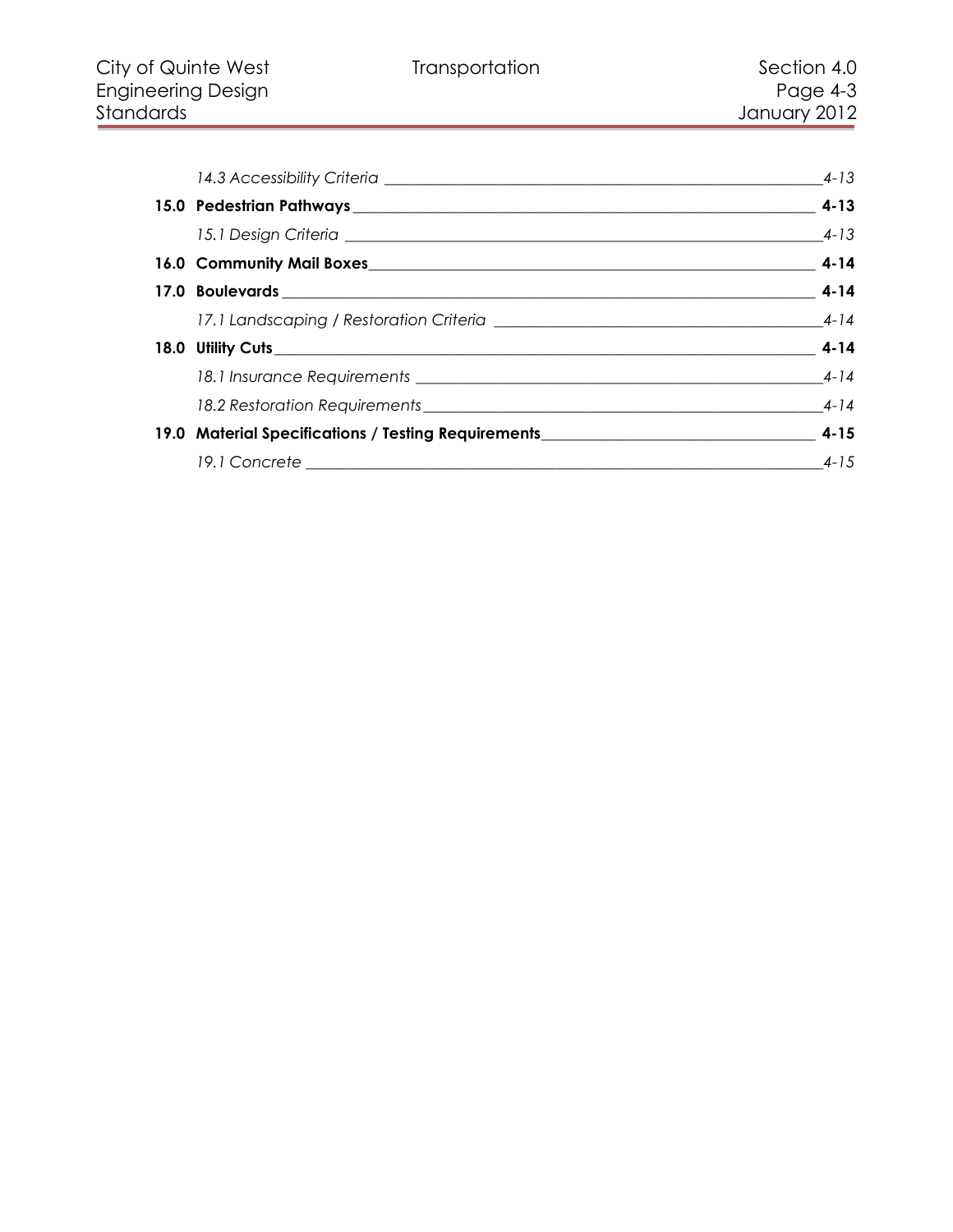*14.3 Accessibility Criteria* \_\_\_\_ *4-13*

**15.0 Pedestrian Pathways** \_\_\_\_ **4-13**

*15.1 Design Criteria* \_\_\_\_ *4-13*

**16.0 Community Mail Boxes** \_\_\_\_ **4-14**

**17.0 Boulevards** \_\_\_\_ **4-14**

*17.1 Landscaping / Restoration Criteria* \_\_\_\_ *4-14*

**18.0 Utility Cuts** \_\_\_\_ **4-14**

*18.1 Insurance Requirements* \_\_\_\_ *4-14*

*18.2 Restoration Requirements* \_\_\_\_ *4-14*

**19.0 Material Specifications / Testing Requirements** \_\_\_\_ **4-15**

*19.1 Concrete* \_\_\_\_ *4-15*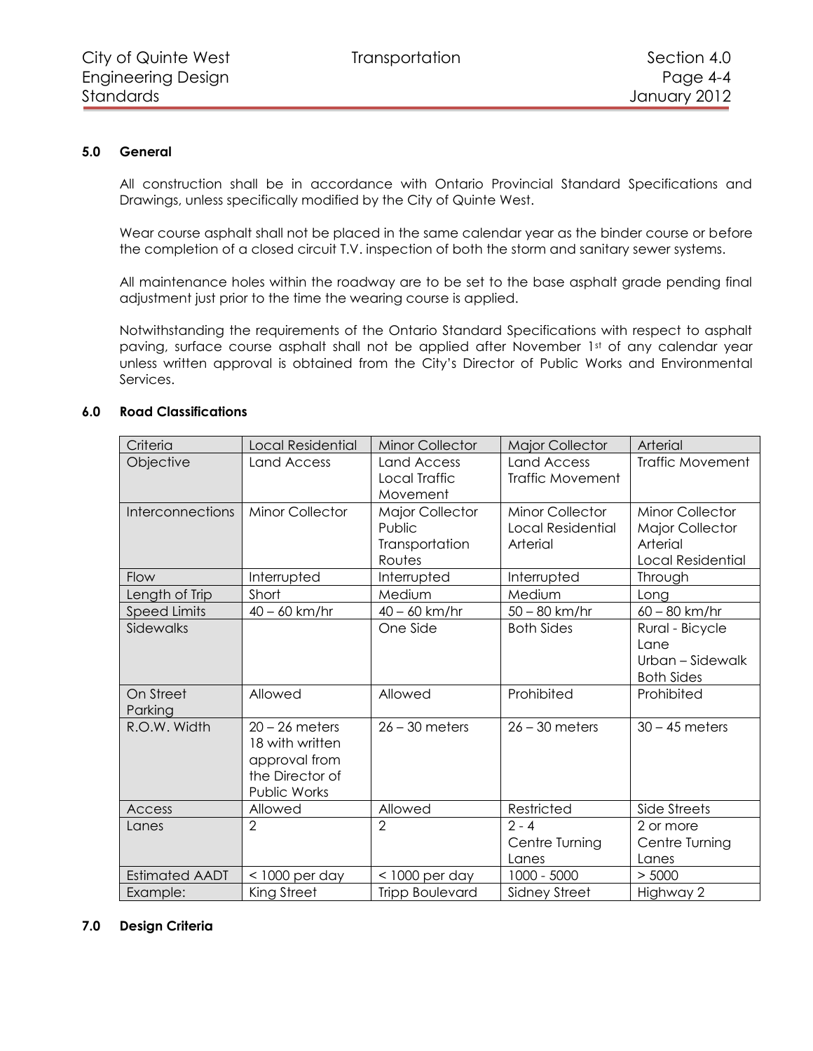## 5.0 General

All construction shall be in accordance with Ontario Provincial Standard Specifications and Drawings, unless specifically modified by the City of Quinte West.

Wear course asphalt shall not be placed in the same calendar year as the binder course or before the completion of a closed circuit T.V. inspection of both the storm and sanitary sewer systems.

All maintenance holes within the roadway are to be set to the base asphalt grade pending final adjustment just prior to the time the wearing course is applied.

Notwithstanding the requirements of the Ontario Standard Specifications with respect to asphalt paving, surface course asphalt shall not be applied after November 1st of any calendar year unless written approval is obtained from the City's Director of Public Works and Environmental Services.

## 6.0 Road Classifications

| Criteria | Local Residential | Minor Collector | Major Collector | Arterial |
|---|---|---|---|---|
| Objective | Land Access | Land Access Local Traffic Movement | Land Access Traffic Movement | Traffic Movement |
| Interconnections | Minor Collector | Major Collector Public Transportation Routes | Minor Collector Local Residential Arterial | Minor Collector Major Collector Arterial Local Residential |
| Flow | Interrupted | Interrupted | Interrupted | Through |
| Length of Trip | Short | Medium | Medium | Long |
| Speed Limits | 40 – 60 km/hr | 40 – 60 km/hr | 50 – 80 km/hr | 60 – 80 km/hr |
| Sidewalks | | One Side | Both Sides | Rural - Bicycle Lane Urban – Sidewalk Both Sides |
| On Street Parking | Allowed | Allowed | Prohibited | Prohibited |
| R.O.W. Width | 20 – 26 meters 18 with written approval from the Director of Public Works | 26 – 30 meters | 26 – 30 meters | 30 – 45 meters |
| Access | Allowed | Allowed | Restricted | Side Streets |
| Lanes | 2 | 2 | 2 - 4 Centre Turning Lanes | 2 or more Centre Turning Lanes |
| Estimated AADT | < 1000 per day | < 1000 per day | 1000 - 5000 | > 5000 |
| Example: | King Street | Tripp Boulevard | Sidney Street | Highway 2 |

## 7.0 Design Criteria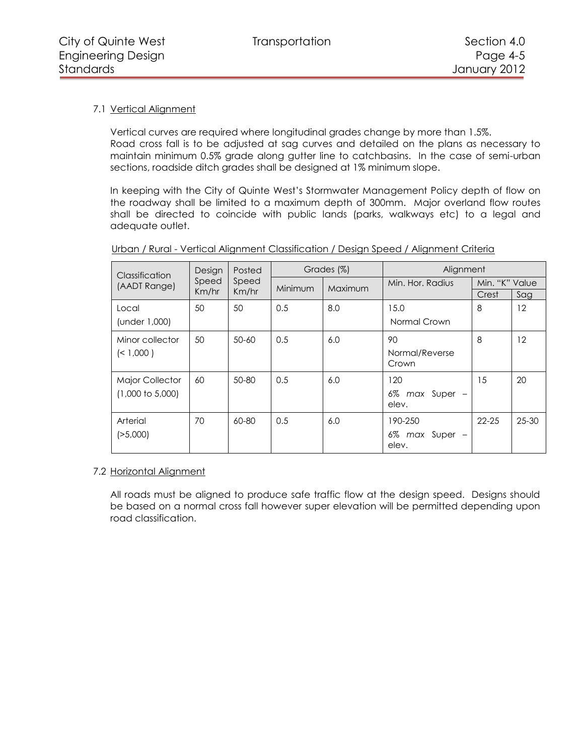### 7.1 Vertical Alignment

Vertical curves are required where longitudinal grades change by more than 1.5%.
Road cross fall is to be adjusted at sag curves and detailed on the plans as necessary to maintain minimum 0.5% grade along gutter line to catchbasins. In the case of semi-urban sections, roadside ditch grades shall be designed at 1% minimum slope.

In keeping with the City of Quinte West's Stormwater Management Policy depth of flow on the roadway shall be limited to a maximum depth of 300mm. Major overland flow routes shall be directed to coincide with public lands (parks, walkways etc) to a legal and adequate outlet.

Urban / Rural - Vertical Alignment Classification / Design Speed / Alignment Criteria

| Classification (AADT Range) | Design Speed Km/hr | Posted Speed Km/hr | Grades (%) | | Alignment | | |
|---|---|---|---|---|---|---|---|
| | | | Minimum | Maximum | Min. Hor. Radius | Min. "K" Value | |
| | | | | | | Crest | Sag |
| Local (under 1,000) | 50 | 50 | 0.5 | 8.0 | 15.0 Normal Crown | 8 | 12 |
| Minor collector (< 1,000 ) | 50 | 50-60 | 0.5 | 6.0 | 90 Normal/Reverse Crown | 8 | 12 |
| Major Collector (1,000 to 5,000) | 60 | 50-80 | 0.5 | 6.0 | 120 6% *max* Super – elev. | 15 | 20 |
| Arterial (>5,000) | 70 | 60-80 | 0.5 | 6.0 | 190-250 6% *max* Super – elev. | 22-25 | 25-30 |

### 7.2 Horizontal Alignment

All roads must be aligned to produce safe traffic flow at the design speed. Designs should be based on a normal cross fall however super elevation will be permitted depending upon road classification.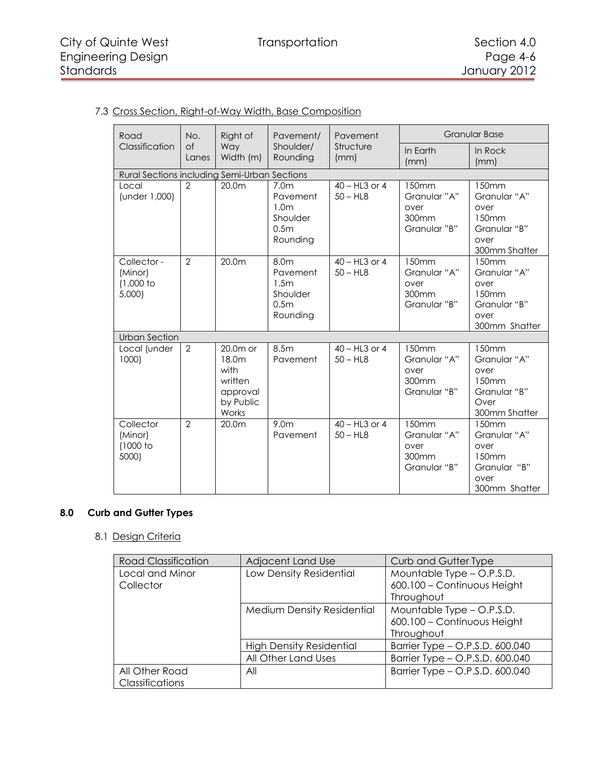### 7.3 Cross Section, Right-of-Way Width, Base Composition

| Road Classification | No. of Lanes | Right of Way Width (m) | Pavement/ Shoulder/ Rounding | Pavement Structure (mm) | Granular Base | |
|---|---|---|---|---|---|---|
| | | | | | In Earth (mm) | In Rock (mm) |
| Rural Sections including Semi-Urban Sections | | | | | | |
| Local (under 1,000) | 2 | 20.0m | 7.0m Pavement 1.0m Shoulder 0.5m Rounding | 40 – HL3 or 4 50 – HL8 | 150mm Granular "A" over 300mm Granular "B" | 150mm Granular "A" over 150mm Granular "B" over 300mm Shatter |
| Collector - (Minor) (1,000 to 5,000) | 2 | 20.0m | 8.0m Pavement 1.5m Shoulder 0.5m Rounding | 40 – HL3 or 4 50 – HL8 | 150mm Granular "A" over 300mm Granular "B" | 150mm Granular "A" over 150mm Granular "B" over 300mm Shatter |
| Urban Section | | | | | | |
| Local (under 1000) | 2 | 20.0m or 18.0m with written approval by Public Works | 8.5m Pavement | 40 – HL3 or 4 50 – HL8 | 150mm Granular "A" over 300mm Granular "B" | 150mm Granular "A" over 150mm Granular "B" Over 300mm Shatter |
| Collector (Minor) (1000 to 5000) | 2 | 20.0m | 9.0m Pavement | 40 – HL3 or 4 50 – HL8 | 150mm Granular "A" over 300mm Granular "B" | 150mm Granular "A" over 150mm Granular "B" over 300mm Shatter |

## 8.0 Curb and Gutter Types

### 8.1 Design Criteria

| Road Classification | Adjacent Land Use | Curb and Gutter Type |
|---|---|---|
| Local and Minor Collector | Low Density Residential | Mountable Type – O.P.S.D. 600.100 – Continuous Height Throughout |
| | Medium Density Residential | Mountable Type – O.P.S.D. 600.100 – Continuous Height Throughout |
| | High Density Residential | Barrier Type – O.P.S.D. 600.040 |
| | All Other Land Uses | Barrier Type – O.P.S.D. 600.040 |
| All Other Road Classifications | All | Barrier Type – O.P.S.D. 600.040 |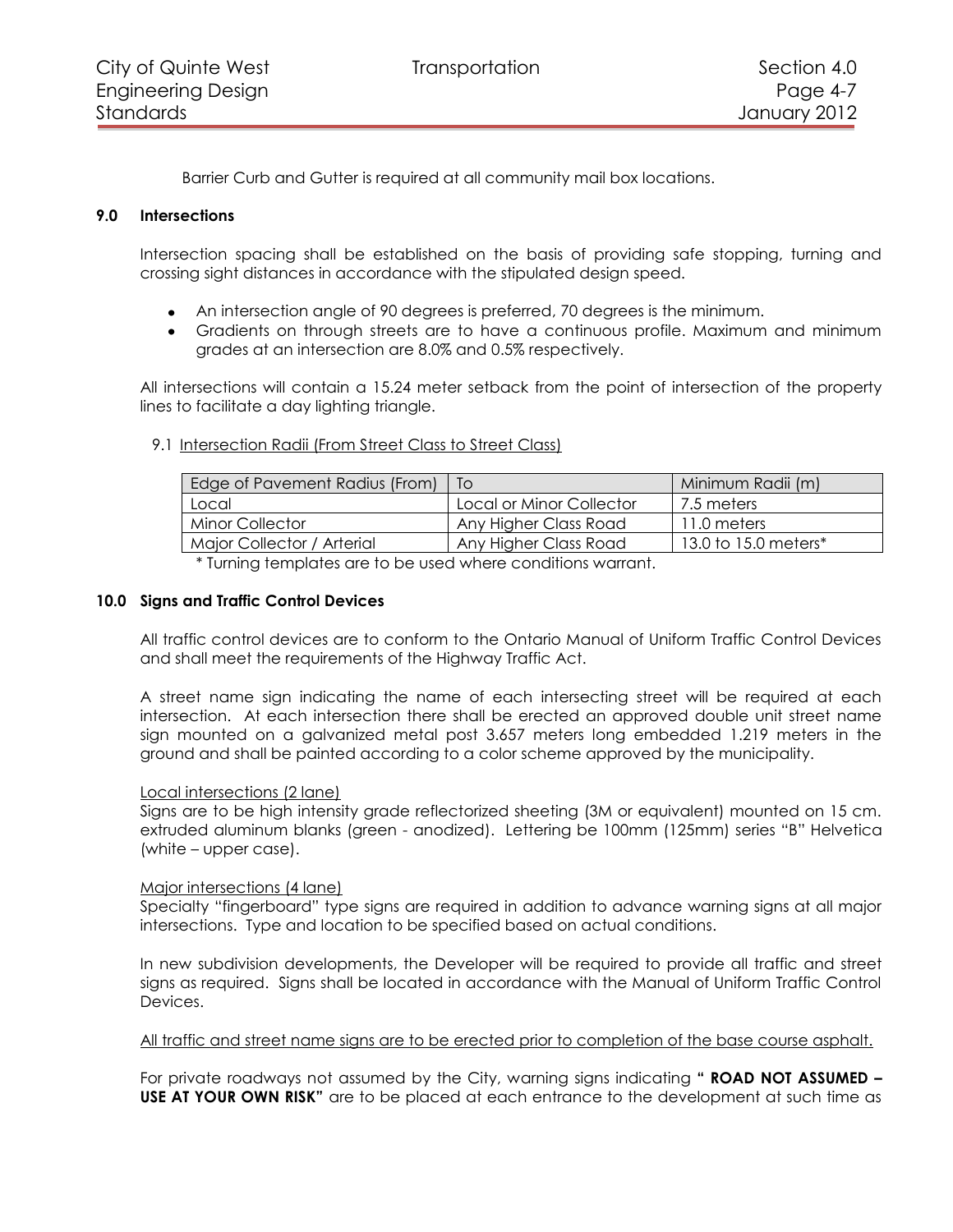Barrier Curb and Gutter is required at all community mail box locations.

## 9.0 Intersections

Intersection spacing shall be established on the basis of providing safe stopping, turning and crossing sight distances in accordance with the stipulated design speed.

- An intersection angle of 90 degrees is preferred, 70 degrees is the minimum.
- Gradients on through streets are to have a continuous profile. Maximum and minimum grades at an intersection are 8.0% and 0.5% respectively.

All intersections will contain a 15.24 meter setback from the point of intersection of the property lines to facilitate a day lighting triangle.

### 9.1 Intersection Radii (From Street Class to Street Class)

| Edge of Pavement Radius (From) | To | Minimum Radii (m) |
|---|---|---|
| Local | Local or Minor Collector | 7.5 meters |
| Minor Collector | Any Higher Class Road | 11.0 meters |
| Major Collector / Arterial | Any Higher Class Road | 13.0 to 15.0 meters* |

\* Turning templates are to be used where conditions warrant.

## 10.0 Signs and Traffic Control Devices

All traffic control devices are to conform to the Ontario Manual of Uniform Traffic Control Devices and shall meet the requirements of the Highway Traffic Act.

A street name sign indicating the name of each intersecting street will be required at each intersection. At each intersection there shall be erected an approved double unit street name sign mounted on a galvanized metal post 3.657 meters long embedded 1.219 meters in the ground and shall be painted according to a color scheme approved by the municipality.

Local intersections (2 lane)
Signs are to be high intensity grade reflectorized sheeting (3M or equivalent) mounted on 15 cm. extruded aluminum blanks (green - anodized). Lettering be 100mm (125mm) series "B" Helvetica (white – upper case).

Major intersections (4 lane)
Specialty "fingerboard" type signs are required in addition to advance warning signs at all major intersections. Type and location to be specified based on actual conditions.

In new subdivision developments, the Developer will be required to provide all traffic and street signs as required. Signs shall be located in accordance with the Manual of Uniform Traffic Control Devices.

All traffic and street name signs are to be erected prior to completion of the base course asphalt.

For private roadways not assumed by the City, warning signs indicating **" ROAD NOT ASSUMED – USE AT YOUR OWN RISK"** are to be placed at each entrance to the development at such time as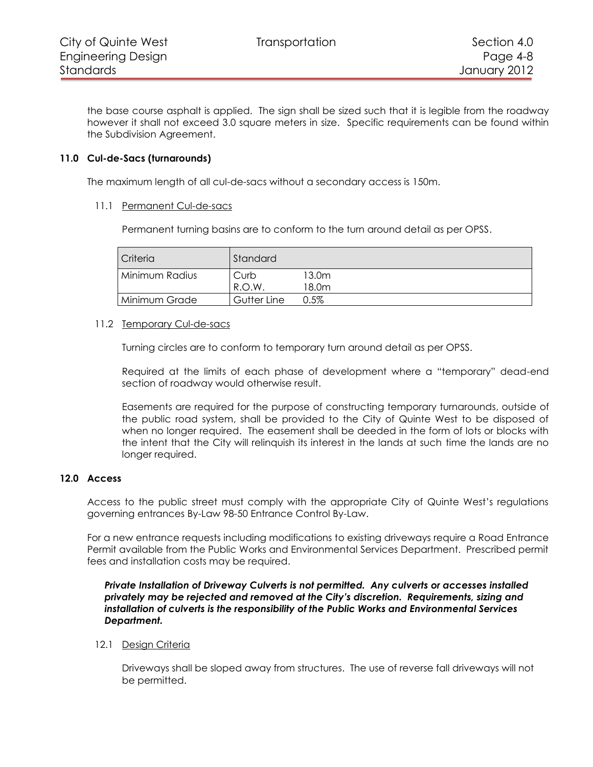the base course asphalt is applied. The sign shall be sized such that it is legible from the roadway however it shall not exceed 3.0 square meters in size. Specific requirements can be found within the Subdivision Agreement.

## 11.0 Cul-de-Sacs (turnarounds)

The maximum length of all cul-de-sacs without a secondary access is 150m.

### 11.1 Permanent Cul-de-sacs

Permanent turning basins are to conform to the turn around detail as per OPSS.

| Criteria | Standard | |
|---|---|---|
| Minimum Radius | Curb<br>R.O.W. | 13.0m<br>18.0m |
| Minimum Grade | Gutter Line | 0.5% |

### 11.2 Temporary Cul-de-sacs

Turning circles are to conform to temporary turn around detail as per OPSS.

Required at the limits of each phase of development where a "temporary" dead-end section of roadway would otherwise result.

Easements are required for the purpose of constructing temporary turnarounds, outside of the public road system, shall be provided to the City of Quinte West to be disposed of when no longer required. The easement shall be deeded in the form of lots or blocks with the intent that the City will relinquish its interest in the lands at such time the lands are no longer required.

## 12.0 Access

Access to the public street must comply with the appropriate City of Quinte West's regulations governing entrances By-Law 98-50 Entrance Control By-Law.

For a new entrance requests including modifications to existing driveways require a Road Entrance Permit available from the Public Works and Environmental Services Department. Prescribed permit fees and installation costs may be required.

***Private Installation of Driveway Culverts is not permitted. Any culverts or accesses installed privately may be rejected and removed at the City's discretion. Requirements, sizing and installation of culverts is the responsibility of the Public Works and Environmental Services Department.***

### 12.1 Design Criteria

Driveways shall be sloped away from structures. The use of reverse fall driveways will not be permitted.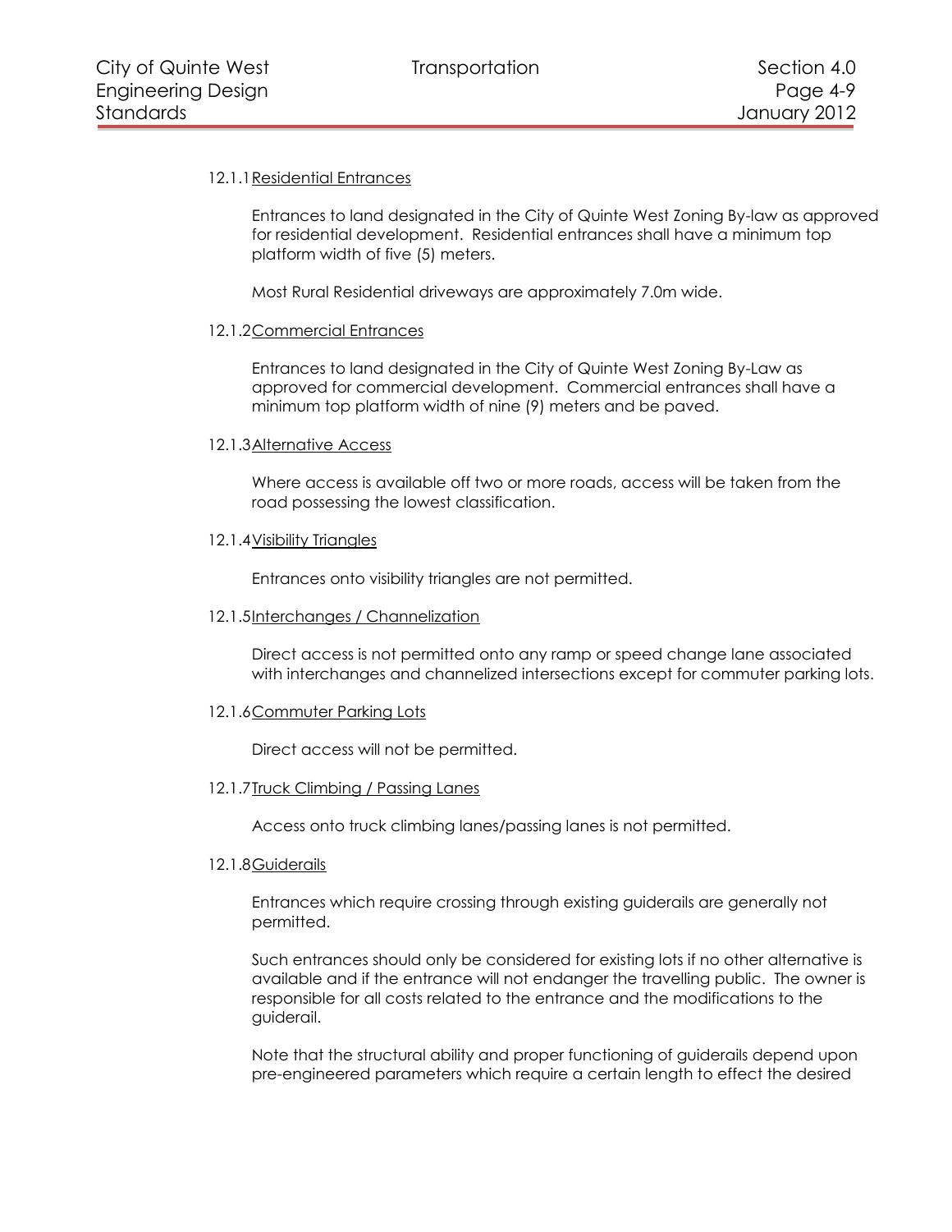#### 12.1.1 Residential Entrances

Entrances to land designated in the City of Quinte West Zoning By-law as approved for residential development. Residential entrances shall have a minimum top platform width of five (5) meters.

Most Rural Residential driveways are approximately 7.0m wide.

#### 12.1.2 Commercial Entrances

Entrances to land designated in the City of Quinte West Zoning By-Law as approved for commercial development. Commercial entrances shall have a minimum top platform width of nine (9) meters and be paved.

#### 12.1.3 Alternative Access

Where access is available off two or more roads, access will be taken from the road possessing the lowest classification.

#### 12.1.4 Visibility Triangles

Entrances onto visibility triangles are not permitted.

#### 12.1.5 Interchanges / Channelization

Direct access is not permitted onto any ramp or speed change lane associated with interchanges and channelized intersections except for commuter parking lots.

#### 12.1.6 Commuter Parking Lots

Direct access will not be permitted.

#### 12.1.7 Truck Climbing / Passing Lanes

Access onto truck climbing lanes/passing lanes is not permitted.

#### 12.1.8 Guiderails

Entrances which require crossing through existing guiderails are generally not permitted.

Such entrances should only be considered for existing lots if no other alternative is available and if the entrance will not endanger the travelling public. The owner is responsible for all costs related to the entrance and the modifications to the guiderail.

Note that the structural ability and proper functioning of guiderails depend upon pre-engineered parameters which require a certain length to effect the desired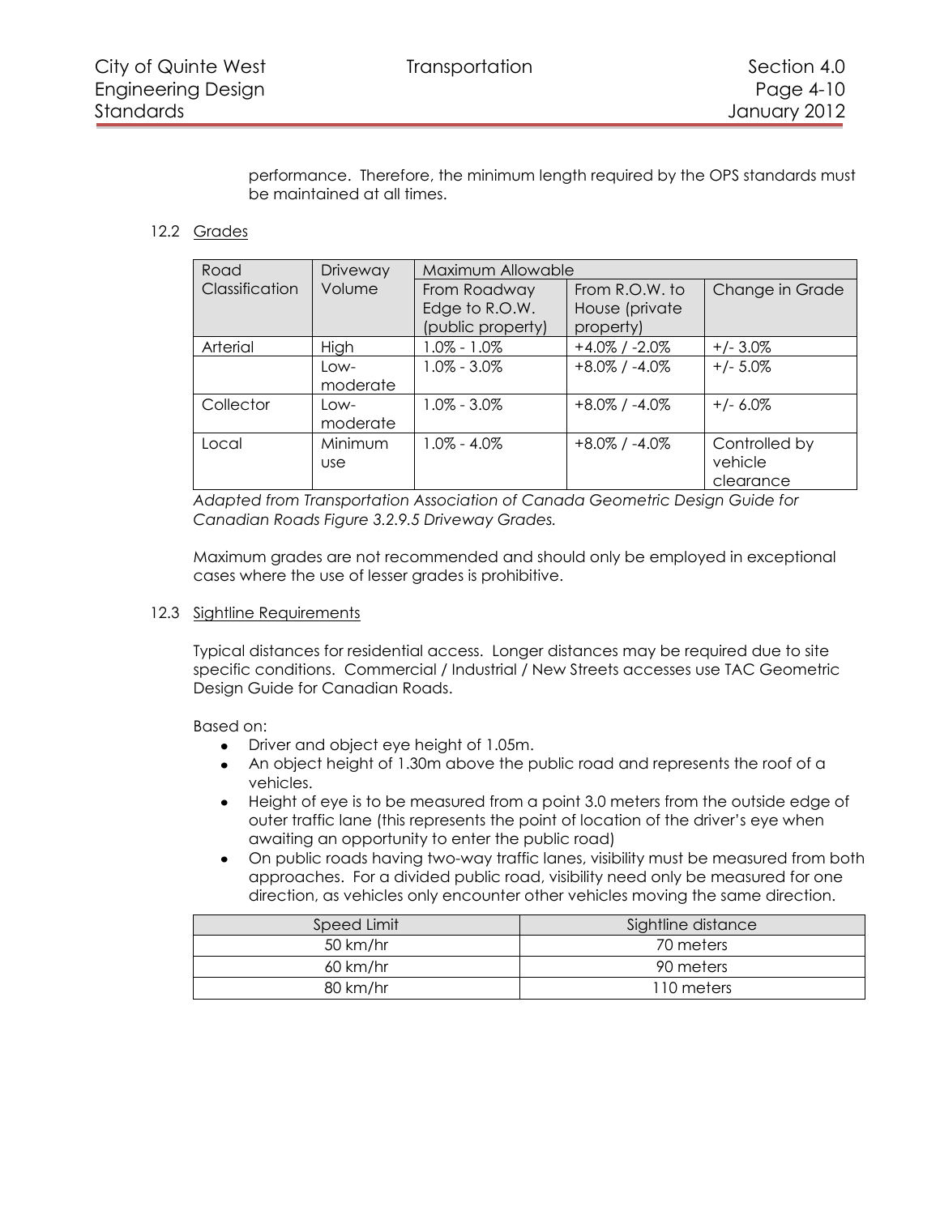performance. Therefore, the minimum length required by the OPS standards must be maintained at all times.

### 12.2 Grades

| Road Classification | Driveway Volume | Maximum Allowable | | |
|---|---|---|---|---|
| | | From Roadway Edge to R.O.W. (public property) | From R.O.W. to House (private property) | Change in Grade |
| Arterial | High | 1.0% - 1.0% | +4.0% / -2.0% | +/- 3.0% |
| | Low-moderate | 1.0% - 3.0% | +8.0% / -4.0% | +/- 5.0% |
| Collector | Low-moderate | 1.0% - 3.0% | +8.0% / -4.0% | +/- 6.0% |
| Local | Minimum use | 1.0% - 4.0% | +8.0% / -4.0% | Controlled by vehicle clearance |

*Adapted from Transportation Association of Canada Geometric Design Guide for Canadian Roads Figure 3.2.9.5 Driveway Grades.*

Maximum grades are not recommended and should only be employed in exceptional cases where the use of lesser grades is prohibitive.

### 12.3 Sightline Requirements

Typical distances for residential access. Longer distances may be required due to site specific conditions. Commercial / Industrial / New Streets accesses use TAC Geometric Design Guide for Canadian Roads.

Based on:

- Driver and object eye height of 1.05m.
- An object height of 1.30m above the public road and represents the roof of a vehicles.
- Height of eye is to be measured from a point 3.0 meters from the outside edge of outer traffic lane (this represents the point of location of the driver's eye when awaiting an opportunity to enter the public road)
- On public roads having two-way traffic lanes, visibility must be measured from both approaches. For a divided public road, visibility need only be measured for one direction, as vehicles only encounter other vehicles moving the same direction.

| Speed Limit | Sightline distance |
|---|---|
| 50 km/hr | 70 meters |
| 60 km/hr | 90 meters |
| 80 km/hr | 110 meters |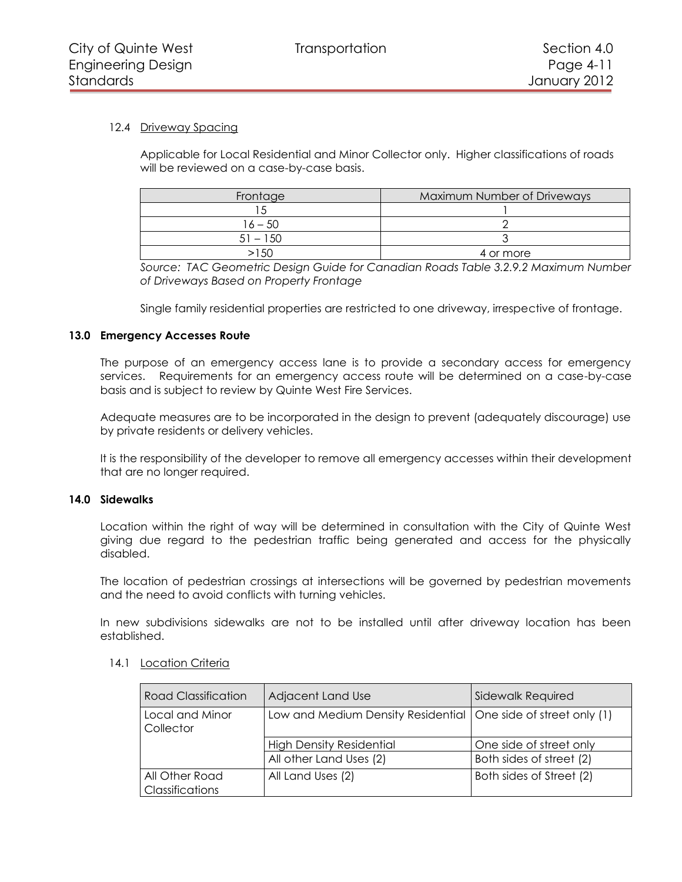### 12.4 Driveway Spacing

Applicable for Local Residential and Minor Collector only. Higher classifications of roads will be reviewed on a case-by-case basis.

| Frontage | Maximum Number of Driveways |
|---|---|
| 15 | 1 |
| 16 – 50 | 2 |
| 51 – 150 | 3 |
| >150 | 4 or more |

*Source: TAC Geometric Design Guide for Canadian Roads Table 3.2.9.2 Maximum Number of Driveways Based on Property Frontage*

Single family residential properties are restricted to one driveway, irrespective of frontage.

## 13.0 Emergency Accesses Route

The purpose of an emergency access lane is to provide a secondary access for emergency services. Requirements for an emergency access route will be determined on a case-by-case basis and is subject to review by Quinte West Fire Services.

Adequate measures are to be incorporated in the design to prevent (adequately discourage) use by private residents or delivery vehicles.

It is the responsibility of the developer to remove all emergency accesses within their development that are no longer required.

## 14.0 Sidewalks

Location within the right of way will be determined in consultation with the City of Quinte West giving due regard to the pedestrian traffic being generated and access for the physically disabled.

The location of pedestrian crossings at intersections will be governed by pedestrian movements and the need to avoid conflicts with turning vehicles.

In new subdivisions sidewalks are not to be installed until after driveway location has been established.

### 14.1 Location Criteria

| Road Classification | Adjacent Land Use | Sidewalk Required |
|---|---|---|
| Local and Minor Collector | Low and Medium Density Residential | One side of street only (1) |
| | High Density Residential | One side of street only |
| | All other Land Uses (2) | Both sides of street (2) |
| All Other Road Classifications | All Land Uses (2) | Both sides of Street (2) |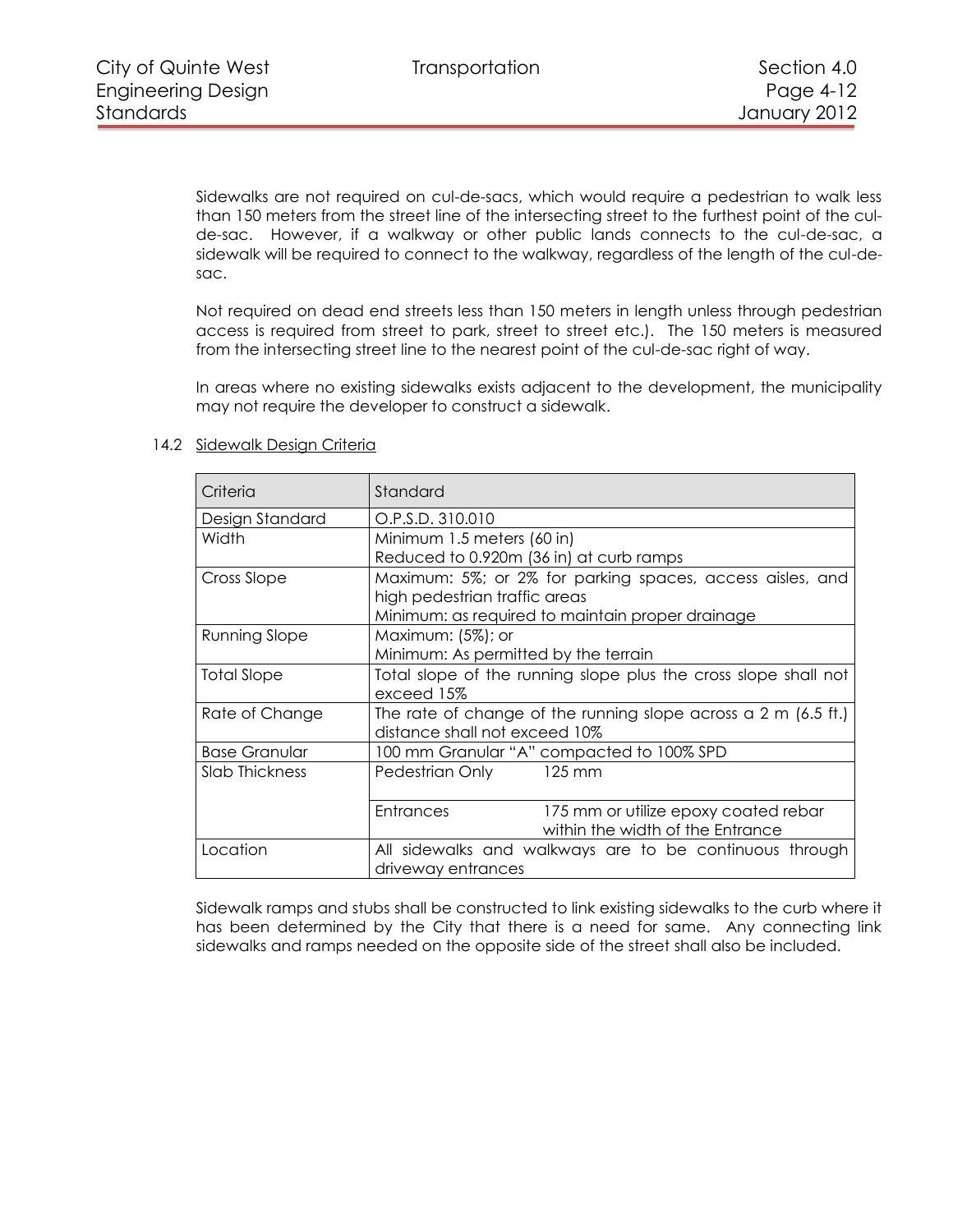Sidewalks are not required on cul-de-sacs, which would require a pedestrian to walk less than 150 meters from the street line of the intersecting street to the furthest point of the cul-de-sac. However, if a walkway or other public lands connects to the cul-de-sac, a sidewalk will be required to connect to the walkway, regardless of the length of the cul-de-sac.

Not required on dead end streets less than 150 meters in length unless through pedestrian access is required from street to park, street to street etc.). The 150 meters is measured from the intersecting street line to the nearest point of the cul-de-sac right of way.

In areas where no existing sidewalks exists adjacent to the development, the municipality may not require the developer to construct a sidewalk.

### 14.2 Sidewalk Design Criteria

| Criteria | Standard | |
|---|---|---|
| Design Standard | O.P.S.D. 310.010 | |
| Width | Minimum 1.5 meters (60 in)<br>Reduced to 0.920m (36 in) at curb ramps | |
| Cross Slope | Maximum: 5%; or 2% for parking spaces, access aisles, and high pedestrian traffic areas<br>Minimum: as required to maintain proper drainage | |
| Running Slope | Maximum: (5%); or<br>Minimum: As permitted by the terrain | |
| Total Slope | Total slope of the running slope plus the cross slope shall not exceed 15% | |
| Rate of Change | The rate of change of the running slope across a 2 m (6.5 ft.) distance shall not exceed 10% | |
| Base Granular | 100 mm Granular "A" compacted to 100% SPD | |
| Slab Thickness | Pedestrian Only | 125 mm |
| | Entrances | 175 mm or utilize epoxy coated rebar within the width of the Entrance |
| Location | All sidewalks and walkways are to be continuous through driveway entrances | |

Sidewalk ramps and stubs shall be constructed to link existing sidewalks to the curb where it has been determined by the City that there is a need for same. Any connecting link sidewalks and ramps needed on the opposite side of the street shall also be included.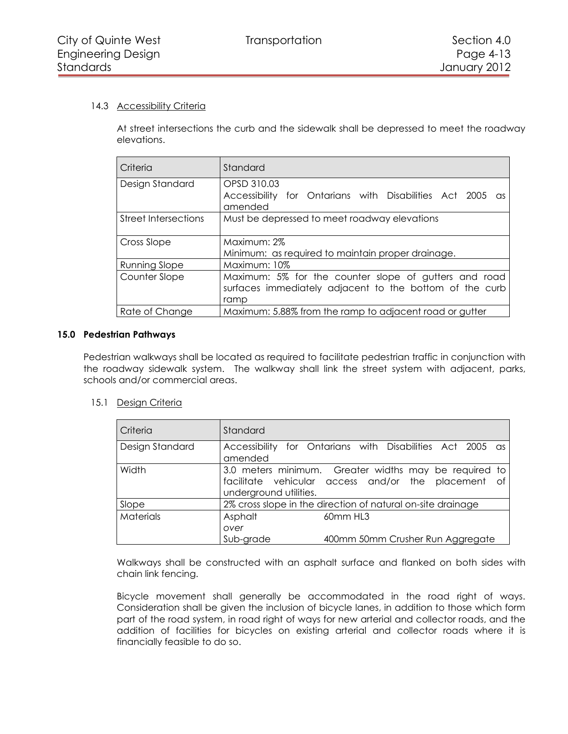### 14.3 Accessibility Criteria

At street intersections the curb and the sidewalk shall be depressed to meet the roadway elevations.

| Criteria | Standard |
|---|---|
| Design Standard | OPSD 310.03<br>Accessibility for Ontarians with Disabilities Act 2005 as amended |
| Street Intersections | Must be depressed to meet roadway elevations |
| Cross Slope | Maximum: 2%<br>Minimum: as required to maintain proper drainage. |
| Running Slope | Maximum: 10% |
| Counter Slope | Maximum: 5% for the counter slope of gutters and road surfaces immediately adjacent to the bottom of the curb ramp |
| Rate of Change | Maximum: 5.88% from the ramp to adjacent road or gutter |

## 15.0 Pedestrian Pathways

Pedestrian walkways shall be located as required to facilitate pedestrian traffic in conjunction with the roadway sidewalk system. The walkway shall link the street system with adjacent, parks, schools and/or commercial areas.

### 15.1 Design Criteria

| Criteria | Standard | |
|---|---|---|
| Design Standard | Accessibility for Ontarians with Disabilities Act 2005 as amended | |
| Width | 3.0 meters minimum. Greater widths may be required to facilitate vehicular access and/or the placement of underground utilities. | |
| Slope | 2% cross slope in the direction of natural on-site drainage | |
| Materials | Asphalt<br>*over*<br>Sub-grade | 60mm HL3<br><br>400mm 50mm Crusher Run Aggregate |

Walkways shall be constructed with an asphalt surface and flanked on both sides with chain link fencing.

Bicycle movement shall generally be accommodated in the road right of ways. Consideration shall be given the inclusion of bicycle lanes, in addition to those which form part of the road system, in road right of ways for new arterial and collector roads, and the addition of facilities for bicycles on existing arterial and collector roads where it is financially feasible to do so.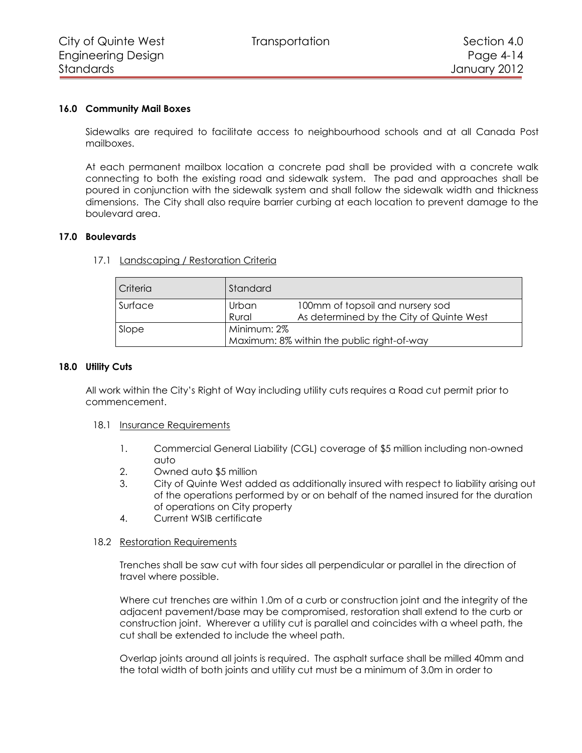### 16.0 Community Mail Boxes

Sidewalks are required to facilitate access to neighbourhood schools and at all Canada Post mailboxes.

At each permanent mailbox location a concrete pad shall be provided with a concrete walk connecting to both the existing road and sidewalk system. The pad and approaches shall be poured in conjunction with the sidewalk system and shall follow the sidewalk width and thickness dimensions. The City shall also require barrier curbing at each location to prevent damage to the boulevard area.

### 17.0 Boulevards

#### 17.1 Landscaping / Restoration Criteria

| Criteria | Standard | |
|---|---|---|
| Surface | Urban | 100mm of topsoil and nursery sod |
| | Rural | As determined by the City of Quinte West |
| Slope | Minimum: 2%<br>Maximum: 8% within the public right-of-way | |

### 18.0 Utility Cuts

All work within the City's Right of Way including utility cuts requires a Road cut permit prior to commencement.

#### 18.1 Insurance Requirements

1. Commercial General Liability (CGL) coverage of $5 million including non-owned auto
2. Owned auto $5 million
3. City of Quinte West added as additionally insured with respect to liability arising out of the operations performed by or on behalf of the named insured for the duration of operations on City property
4. Current WSIB certificate

#### 18.2 Restoration Requirements

Trenches shall be saw cut with four sides all perpendicular or parallel in the direction of travel where possible.

Where cut trenches are within 1.0m of a curb or construction joint and the integrity of the adjacent pavement/base may be compromised, restoration shall extend to the curb or construction joint. Wherever a utility cut is parallel and coincides with a wheel path, the cut shall be extended to include the wheel path.

Overlap joints around all joints is required. The asphalt surface shall be milled 40mm and the total width of both joints and utility cut must be a minimum of 3.0m in order to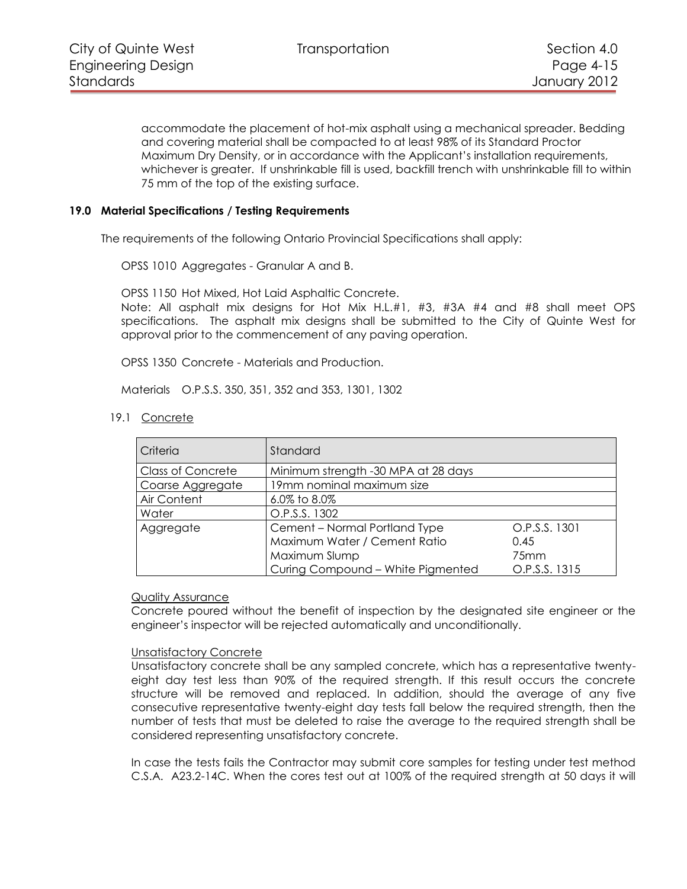accommodate the placement of hot-mix asphalt using a mechanical spreader. Bedding and covering material shall be compacted to at least 98% of its Standard Proctor Maximum Dry Density, or in accordance with the Applicant's installation requirements, whichever is greater. If unshrinkable fill is used, backfill trench with unshrinkable fill to within 75 mm of the top of the existing surface.

## 19.0 Material Specifications / Testing Requirements

The requirements of the following Ontario Provincial Specifications shall apply:

OPSS 1010 Aggregates - Granular A and B.

OPSS 1150 Hot Mixed, Hot Laid Asphaltic Concrete.
Note: All asphalt mix designs for Hot Mix H.L.#1, #3, #3A #4 and #8 shall meet OPS specifications. The asphalt mix designs shall be submitted to the City of Quinte West for approval prior to the commencement of any paving operation.

OPSS 1350 Concrete - Materials and Production.

Materials O.P.S.S. 350, 351, 352 and 353, 1301, 1302

### 19.1 Concrete

| Criteria | Standard | |
|---|---|---|
| Class of Concrete | Minimum strength -30 MPA at 28 days | |
| Coarse Aggregate | 19mm nominal maximum size | |
| Air Content | 6.0% to 8.0% | |
| Water | O.P.S.S. 1302 | |
| Aggregate | Cement – Normal Portland Type<br>Maximum Water / Cement Ratio<br>Maximum Slump<br>Curing Compound – White Pigmented | O.P.S.S. 1301<br>0.45<br>75mm<br>O.P.S.S. 1315 |

Quality Assurance
Concrete poured without the benefit of inspection by the designated site engineer or the engineer's inspector will be rejected automatically and unconditionally.

Unsatisfactory Concrete
Unsatisfactory concrete shall be any sampled concrete, which has a representative twenty-eight day test less than 90% of the required strength. If this result occurs the concrete structure will be removed and replaced. In addition, should the average of any five consecutive representative twenty-eight day tests fall below the required strength, then the number of tests that must be deleted to raise the average to the required strength shall be considered representing unsatisfactory concrete.

In case the tests fails the Contractor may submit core samples for testing under test method C.S.A. A23.2-14C. When the cores test out at 100% of the required strength at 50 days it will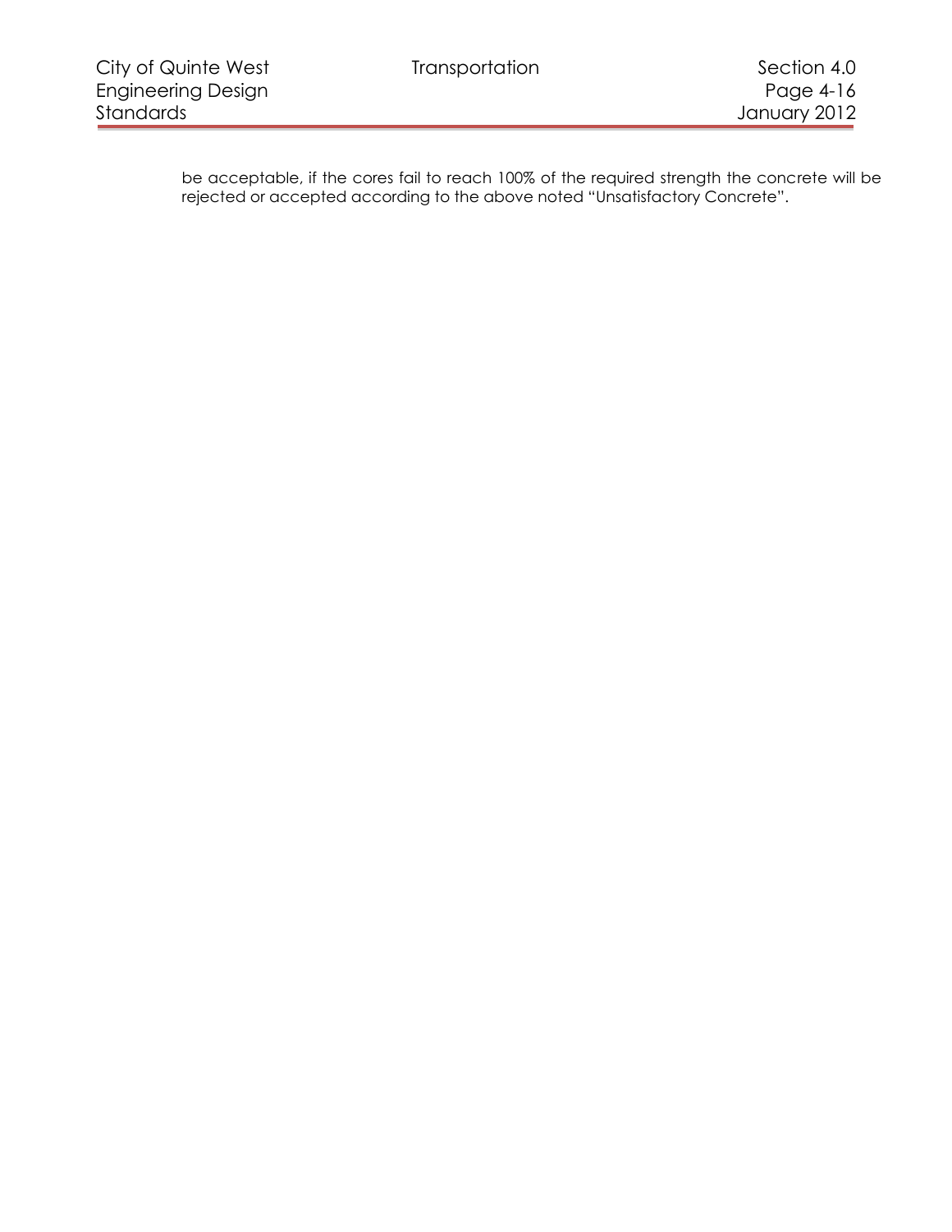be acceptable, if the cores fail to reach 100% of the required strength the concrete will be rejected or accepted according to the above noted "Unsatisfactory Concrete".